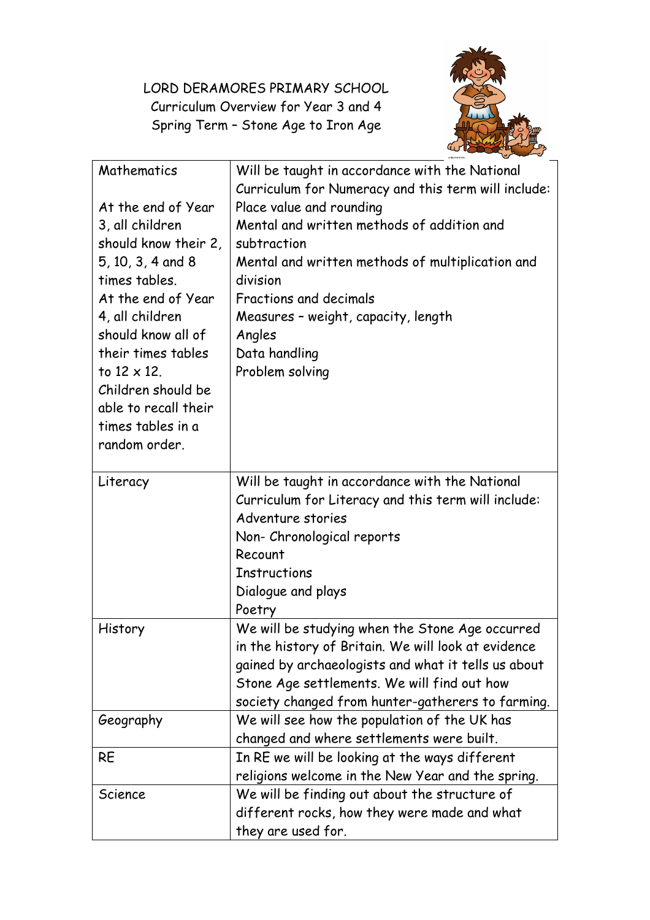# LORD DERAMORES PRIMARY SCHOOL

Curriculum Overview for Year 3 and 4

Spring Term – Stone Age to Iron Age

| Mathematics<br><br>At the end of Year 3, all children should know their 2, 5, 10, 3, 4 and 8 times tables.<br>At the end of Year 4, all children should know all of their times tables to 12 x 12.<br>Children should be able to recall their times tables in a random order. | Will be taught in accordance with the National Curriculum for Numeracy and this term will include:<br>Place value and rounding<br>Mental and written methods of addition and subtraction<br>Mental and written methods of multiplication and division<br>Fractions and decimals<br>Measures – weight, capacity, length<br>Angles<br>Data handling<br>Problem solving |
|---|---|
| Literacy | Will be taught in accordance with the National Curriculum for Literacy and this term will include:<br>Adventure stories<br>Non- Chronological reports<br>Recount<br>Instructions<br>Dialogue and plays<br>Poetry |
| History | We will be studying when the Stone Age occurred in the history of Britain. We will look at evidence gained by archaeologists and what it tells us about Stone Age settlements. We will find out how society changed from hunter-gatherers to farming. |
| Geography | We will see how the population of the UK has changed and where settlements were built. |
| RE | In RE we will be looking at the ways different religions welcome in the New Year and the spring. |
| Science | We will be finding out about the structure of different rocks, how they were made and what they are used for. |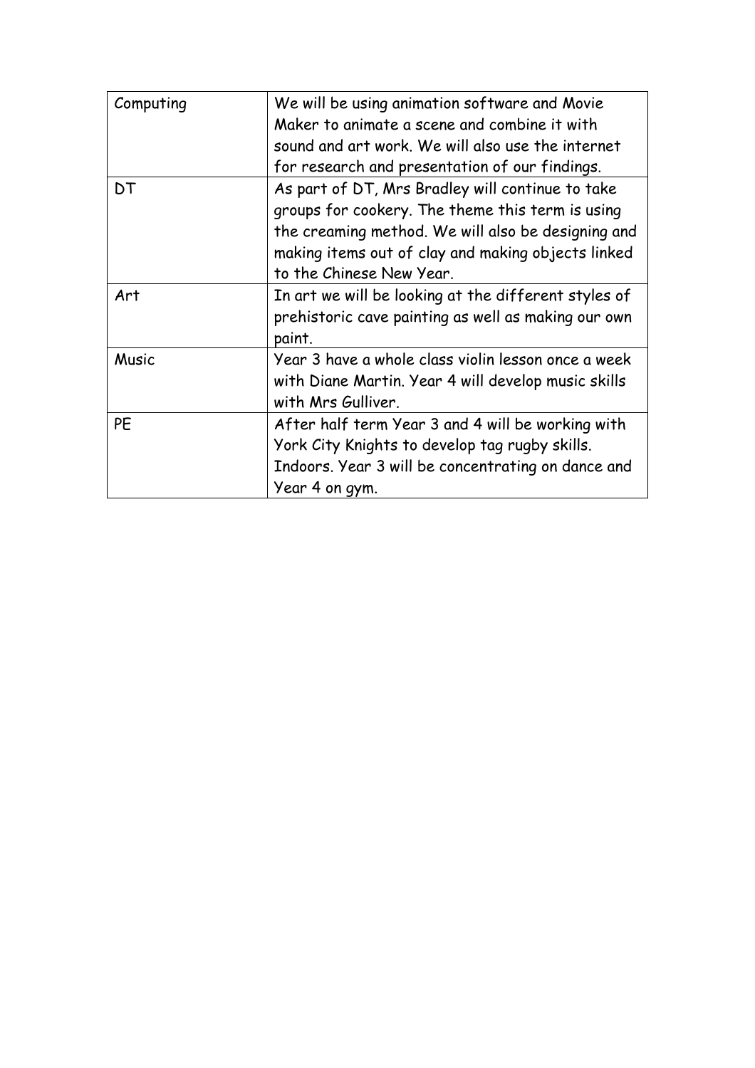| | |
|---|---|
| Computing | We will be using animation software and Movie Maker to animate a scene and combine it with sound and art work. We will also use the internet for research and presentation of our findings. |
| DT | As part of DT, Mrs Bradley will continue to take groups for cookery. The theme this term is using the creaming method. We will also be designing and making items out of clay and making objects linked to the Chinese New Year. |
| Art | In art we will be looking at the different styles of prehistoric cave painting as well as making our own paint. |
| Music | Year 3 have a whole class violin lesson once a week with Diane Martin. Year 4 will develop music skills with Mrs Gulliver. |
| PE | After half term Year 3 and 4 will be working with York City Knights to develop tag rugby skills. Indoors. Year 3 will be concentrating on dance and Year 4 on gym. |